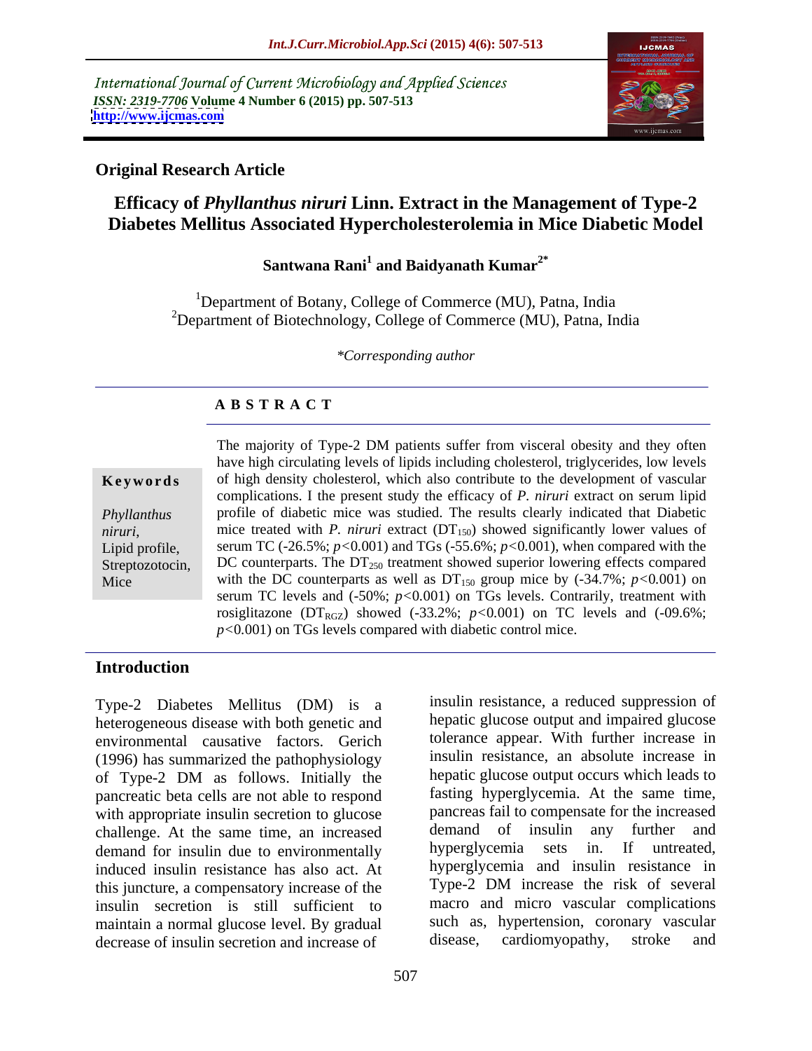International Journal of Current Microbiology and Applied Sciences
*ISSN: 2319-7706* **Volume 4 Number 6 (2015) pp. 507-513**
**http://www.ijcmas.com**

**Original Research Article**

# Efficacy of *Phyllanthus niruri* Linn. Extract in the Management of Type-2 Diabetes Mellitus Associated Hypercholesterolemia in Mice Diabetic Model

**Santwana Rani[1] and Baidyanath Kumar[2*]**

[1]Department of Botany, College of Commerce (MU), Patna, India
[2]Department of Biotechnology, College of Commerce (MU), Patna, India

*\*Corresponding author*

## ABSTRACT

**Keywords**

*Phyllanthus niruri*, Lipid profile, Streptozotocin, Mice

The majority of Type-2 DM patients suffer from visceral obesity and they often have high circulating levels of lipids including cholesterol, triglycerides, low levels of high density cholesterol, which also contribute to the development of vascular complications. I the present study the efficacy of *P. niruri* extract on serum lipid profile of diabetic mice was studied. The results clearly indicated that Diabetic mice treated with *P. niruri* extract ($DT_{150}$) showed significantly lower values of serum TC (-26.5%; $p<0.001$) and TGs (-55.6%; $p<0.001$), when compared with the DC counterparts. The $DT_{250}$ treatment showed superior lowering effects compared with the DC counterparts as well as $DT_{150}$ group mice by (-34.7%; $p<0.001$) on serum TC levels and (-50%; $p<0.001$) on TGs levels. Contrarily, treatment with rosiglitazone ($DT_{RGZ}$) showed (-33.2%; $p<0.001$) on TC levels and (-09.6%; $p<0.001$) on TGs levels compared with diabetic control mice.

## Introduction

Type-2 Diabetes Mellitus (DM) is a heterogeneous disease with both genetic and environmental causative factors. Gerich (1996) has summarized the pathophysiology of Type-2 DM as follows. Initially the pancreatic beta cells are not able to respond with appropriate insulin secretion to glucose challenge. At the same time, an increased demand for insulin due to environmentally induced insulin resistance has also act. At this juncture, a compensatory increase of the insulin secretion is still sufficient to maintain a normal glucose level. By gradual decrease of insulin secretion and increase of insulin resistance, a reduced suppression of hepatic glucose output and impaired glucose tolerance appear. With further increase in insulin resistance, an absolute increase in hepatic glucose output occurs which leads to fasting hyperglycemia. At the same time, pancreas fail to compensate for the increased demand of insulin any further and hyperglycemia sets in. If untreated, hyperglycemia and insulin resistance in Type-2 DM increase the risk of several macro and micro vascular complications such as, hypertension, coronary vascular disease, cardiomyopathy, stroke and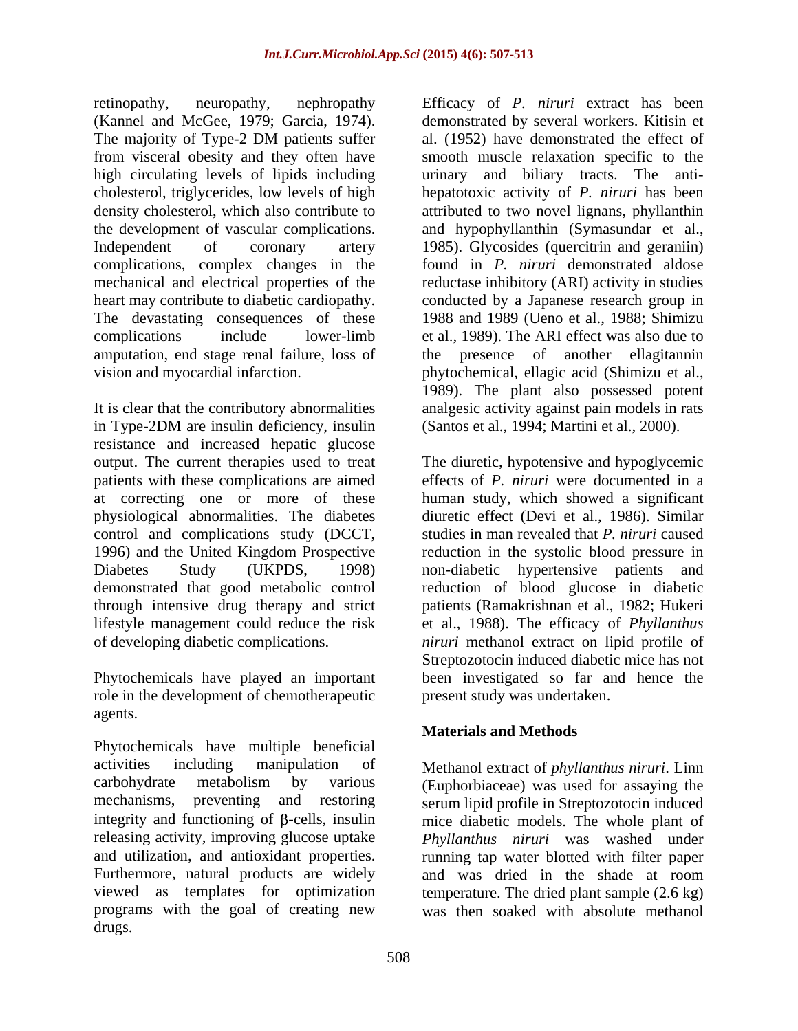retinopathy, neuropathy, nephropathy (Kannel and McGee, 1979; Garcia, 1974). The majority of Type-2 DM patients suffer from visceral obesity and they often have high circulating levels of lipids including cholesterol, triglycerides, low levels of high density cholesterol, which also contribute to the development of vascular complications. Independent of coronary artery complications, complex changes in the mechanical and electrical properties of the heart may contribute to diabetic cardiopathy. The devastating consequences of these complications include lower-limb amputation, end stage renal failure, loss of vision and myocardial infarction.

It is clear that the contributory abnormalities in Type-2DM are insulin deficiency, insulin resistance and increased hepatic glucose output. The current therapies used to treat patients with these complications are aimed at correcting one or more of these physiological abnormalities. The diabetes control and complications study (DCCT, 1996) and the United Kingdom Prospective Diabetes Study (UKPDS, 1998) demonstrated that good metabolic control through intensive drug therapy and strict lifestyle management could reduce the risk of developing diabetic complications.

Phytochemicals have played an important role in the development of chemotherapeutic agents.

Phytochemicals have multiple beneficial activities including manipulation of carbohydrate metabolism by various mechanisms, preventing and restoring integrity and functioning of β-cells, insulin releasing activity, improving glucose uptake and utilization, and antioxidant properties. Furthermore, natural products are widely viewed as templates for optimization programs with the goal of creating new drugs.

Efficacy of *P. niruri* extract has been demonstrated by several workers. Kitisin et al. (1952) have demonstrated the effect of smooth muscle relaxation specific to the urinary and biliary tracts. The anti-hepatotoxic activity of *P. niruri* has been attributed to two novel lignans, phyllanthin and hypophyllanthin (Symasundar et al., 1985). Glycosides (quercitrin and geraniin) found in *P. niruri* demonstrated aldose reductase inhibitory (ARI) activity in studies conducted by a Japanese research group in 1988 and 1989 (Ueno et al., 1988; Shimizu et al., 1989). The ARI effect was also due to the presence of another ellagitannin phytochemical, ellagic acid (Shimizu et al., 1989). The plant also possessed potent analgesic activity against pain models in rats (Santos et al., 1994; Martini et al., 2000).

The diuretic, hypotensive and hypoglycemic effects of *P. niruri* were documented in a human study, which showed a significant diuretic effect (Devi et al., 1986). Similar studies in man revealed that *P. niruri* caused reduction in the systolic blood pressure in non-diabetic hypertensive patients and reduction of blood glucose in diabetic patients (Ramakrishnan et al., 1982; Hukeri et al., 1988). The efficacy of *Phyllanthus niruri* methanol extract on lipid profile of Streptozotocin induced diabetic mice has not been investigated so far and hence the present study was undertaken.

## Materials and Methods

Methanol extract of *phyllanthus niruri*. Linn (Euphorbiaceae) was used for assaying the serum lipid profile in Streptozotocin induced mice diabetic models. The whole plant of *Phyllanthus niruri* was washed under running tap water blotted with filter paper and was dried in the shade at room temperature. The dried plant sample (2.6 kg) was then soaked with absolute methanol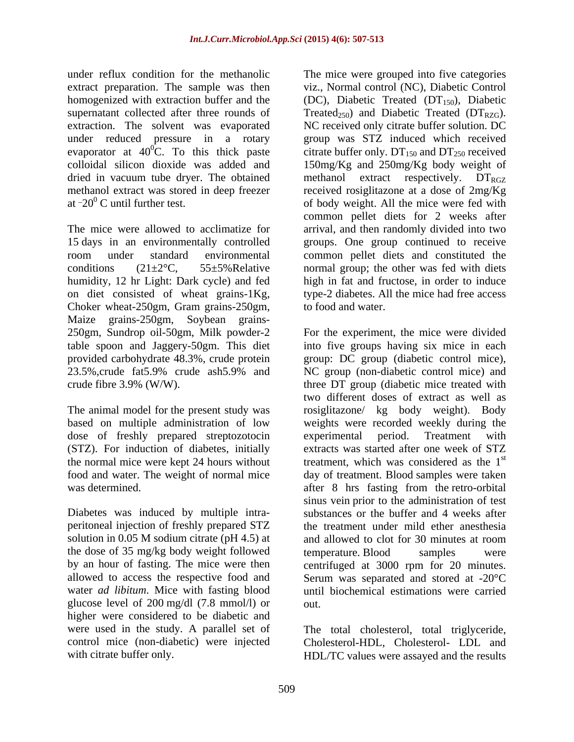under reflux condition for the methanolic extract preparation. The sample was then homogenized with extraction buffer and the supernatant collected after three rounds of extraction. The solvent was evaporated under reduced pressure in a rotary evaporator at $40^0$C. To this thick paste colloidal silicon dioxide was added and dried in vacuum tube dryer. The obtained methanol extract was stored in deep freezer at $-20^0$ C until further test.

The mice were allowed to acclimatize for 15 days in an environmentally controlled room under standard environmental conditions (21±2°C, 55±5%Relative humidity, 12 hr Light: Dark cycle) and fed on diet consisted of wheat grains-1Kg, Choker wheat-250gm, Gram grains-250gm, Maize grains-250gm, Soybean grains-250gm, Sundrop oil-50gm, Milk powder-2 table spoon and Jaggery-50gm. This diet provided carbohydrate 48.3%, crude protein 23.5%,crude fat5.9% crude ash5.9% and crude fibre 3.9% (W/W).

The animal model for the present study was based on multiple administration of low dose of freshly prepared streptozotocin (STZ). For induction of diabetes, initially the normal mice were kept 24 hours without food and water. The weight of normal mice was determined.

Diabetes was induced by multiple intra-peritoneal injection of freshly prepared STZ solution in 0.05 M sodium citrate (pH 4.5) at the dose of 35 mg/kg body weight followed by an hour of fasting. The mice were then allowed to access the respective food and water *ad libitum*. Mice with fasting blood glucose level of 200 mg/dl (7.8 mmol/l) or higher were considered to be diabetic and were used in the study. A parallel set of control mice (non-diabetic) were injected with citrate buffer only.

The mice were grouped into five categories viz., Normal control (NC), Diabetic Control (DC), Diabetic Treated ($DT_{150}$), Diabetic Treated$_{250}$) and Diabetic Treated ($DT_{RZG}$). NC received only citrate buffer solution. DC group was STZ induced which received citrate buffer only. $DT_{150}$ and $DT_{250}$ received 150mg/Kg and 250mg/Kg body weight of methanol extract respectively. $DT_{RGZ}$ received rosiglitazone at a dose of 2mg/Kg of body weight. All the mice were fed with common pellet diets for 2 weeks after arrival, and then randomly divided into two groups. One group continued to receive common pellet diets and constituted the normal group; the other was fed with diets high in fat and fructose, in order to induce type-2 diabetes. All the mice had free access to food and water.

For the experiment, the mice were divided into five groups having six mice in each group: DC group (diabetic control mice), NC group (non-diabetic control mice) and three DT group (diabetic mice treated with two different doses of extract as well as rosiglitazone/ kg body weight). Body weights were recorded weekly during the experimental period. Treatment with extracts was started after one week of STZ treatment, which was considered as the 1st day of treatment. Blood samples were taken after 8 hrs fasting from the retro-orbital sinus vein prior to the administration of test substances or the buffer and 4 weeks after the treatment under mild ether anesthesia and allowed to clot for 30 minutes at room temperature. Blood samples were centrifuged at 3000 rpm for 20 minutes. Serum was separated and stored at -20°C until biochemical estimations were carried out.

The total cholesterol, total triglyceride, Cholesterol-HDL, Cholesterol- LDL and HDL/TC values were assayed and the results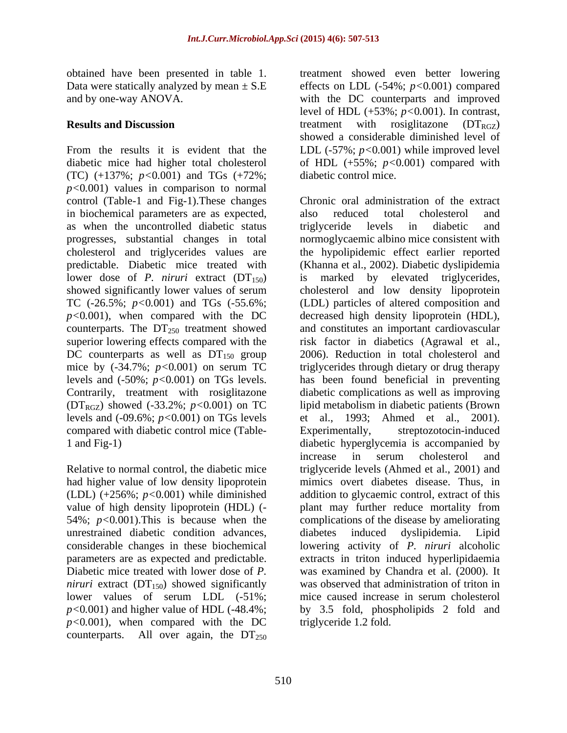obtained have been presented in table 1. Data were statically analyzed by mean ± S.E and by one-way ANOVA.

## Results and Discussion

From the results it is evident that the diabetic mice had higher total cholesterol (TC) (+137%; $p<0.001$) and TGs (+72%; $p<0.001$) values in comparison to normal control (Table-1 and Fig-1).These changes in biochemical parameters are as expected, as when the uncontrolled diabetic status progresses, substantial changes in total cholesterol and triglycerides values are predictable. Diabetic mice treated with lower dose of *P. niruri* extract ($DT_{150}$) showed significantly lower values of serum TC (-26.5%; $p<0.001$) and TGs (-55.6%; $p<0.001$), when compared with the DC counterparts. The $DT_{250}$ treatment showed superior lowering effects compared with the DC counterparts as well as $DT_{150}$ group mice by (-34.7%; $p<0.001$) on serum TC levels and (-50%; $p<0.001$) on TGs levels. Contrarily, treatment with rosiglitazone ($DT_{RGZ}$) showed (-33.2%; $p<0.001$) on TC levels and (-09.6%; $p<0.001$) on TGs levels compared with diabetic control mice (Table-1 and Fig-1)

Relative to normal control, the diabetic mice had higher value of low density lipoprotein (LDL) (+256%; $p<0.001$) while diminished value of high density lipoprotein (HDL) (-54%; $p<0.001$).This is because when the unrestrained diabetic condition advances, considerable changes in these biochemical parameters are as expected and predictable. Diabetic mice treated with lower dose of *P. niruri* extract ($DT_{150}$) showed significantly lower values of serum LDL (-51%; $p<0.001$) and higher value of HDL (-48.4%; $p<0.001$), when compared with the DC counterparts. All over again, the $DT_{250}$ treatment showed even better lowering effects on LDL (-54%; $p<0.001$) compared with the DC counterparts and improved level of HDL (+53%; $p<0.001$). In contrast, treatment with rosiglitazone ($DT_{RGZ}$) showed a considerable diminished level of LDL (-57%; $p<0.001$) while improved level of HDL (+55%; $p<0.001$) compared with diabetic control mice.

Chronic oral administration of the extract also reduced total cholesterol and triglyceride levels in diabetic and normoglycaemic albino mice consistent with the hypolipidemic effect earlier reported (Khanna et al., 2002). Diabetic dyslipidemia is marked by elevated triglycerides, cholesterol and low density lipoprotein (LDL) particles of altered composition and decreased high density lipoprotein (HDL), and constitutes an important cardiovascular risk factor in diabetics (Agrawal et al., 2006). Reduction in total cholesterol and triglycerides through dietary or drug therapy has been found beneficial in preventing diabetic complications as well as improving lipid metabolism in diabetic patients (Brown et al., 1993; Ahmed et al., 2001). Experimentally, streptozotocin-induced diabetic hyperglycemia is accompanied by increase in serum cholesterol and triglyceride levels (Ahmed et al., 2001) and mimics overt diabetes disease. Thus, in addition to glycaemic control, extract of this plant may further reduce mortality from complications of the disease by ameliorating diabetes induced dyslipidemia. Lipid lowering activity of *P. niruri* alcoholic extracts in triton induced hyperlipidaemia was examined by Chandra et al. (2000). It was observed that administration of triton in mice caused increase in serum cholesterol by 3.5 fold, phospholipids 2 fold and triglyceride 1.2 fold.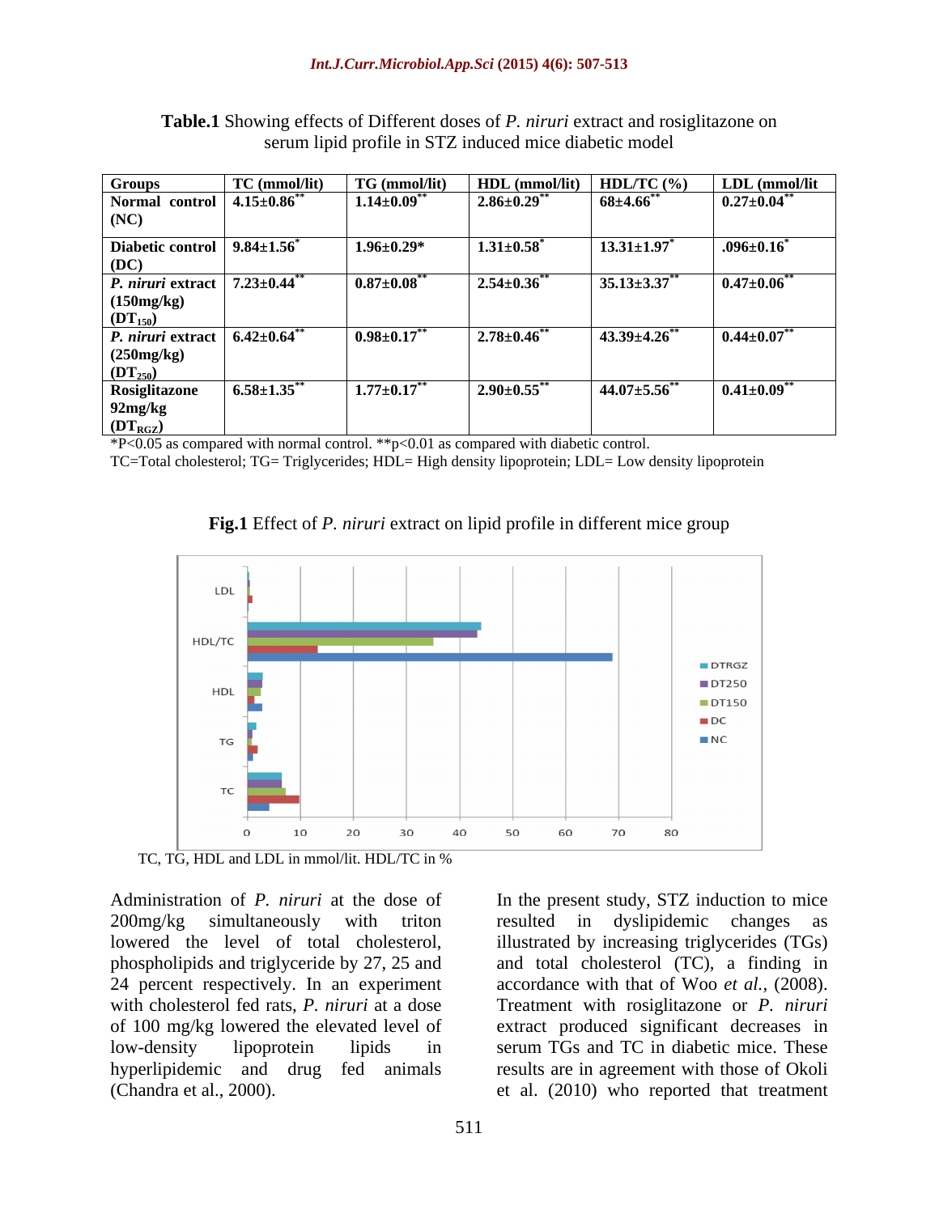**Table.1** Showing effects of Different doses of *P. niruri* extract and rosiglitazone on serum lipid profile in STZ induced mice diabetic model

| Groups | TC (mmol/lit) | TG (mmol/lit) | HDL (mmol/lit) | HDL/TC (%) | LDL (mmol/lit |
|---|---|---|---|---|---|
| **Normal control (NC)** | **4.15±0.86**\*\* | **1.14±0.09**\*\* | **2.86±0.29**\*\* | **68±4.66**\*\* | **0.27±0.04**\*\* |
| **Diabetic control (DC)** | **9.84±1.56**\* | **1.96±0.29\*** | **1.31±0.58**\* | **13.31±1.97**\* | **.096±0.16**\* |
| ***P. niruri* extract (150mg/kg) ($DT_{150}$)** | **7.23±0.44**\*\* | **0.87±0.08**\*\* | **2.54±0.36**\*\* | **35.13±3.37**\*\* | **0.47±0.06**\*\* |
| ***P. niruri* extract (250mg/kg) ($DT_{250}$)** | **6.42±0.64**\*\* | **0.98±0.17**\*\* | **2.78±0.46**\*\* | **43.39±4.26**\*\* | **0.44±0.07**\*\* |
| **Rosiglitazone 92mg/kg ($DT_{RGZ}$)** | **6.58±1.35**\*\* | **1.77±0.17**\*\* | **2.90±0.55**\*\* | **44.07±5.56**\*\* | **0.41±0.09**\*\* |

\*P<0.05 as compared with normal control. \*\*p<0.01 as compared with diabetic control.

TC=Total cholesterol; TG= Triglycerides; HDL= High density lipoprotein; LDL= Low density lipoprotein

**Fig.1** Effect of *P. niruri* extract on lipid profile in different mice group

LDL
HDL/TC
HDL
TG
TC

0 10 20 30 40 50 60 70 80

DTRGZ
DT250
DT150
DC
NC

TC, TG, HDL and LDL in mmol/lit. HDL/TC in %

Administration of *P. niruri* at the dose of 200mg/kg simultaneously with triton lowered the level of total cholesterol, phospholipids and triglyceride by 27, 25 and 24 percent respectively. In an experiment with cholesterol fed rats, *P. niruri* at a dose of 100 mg/kg lowered the elevated level of low-density lipoprotein lipids in hyperlipidemic and drug fed animals (Chandra et al., 2000).

In the present study, STZ induction to mice resulted in dyslipidemic changes as illustrated by increasing triglycerides (TGs) and total cholesterol (TC), a finding in accordance with that of Woo *et al.*, (2008). Treatment with rosiglitazone or *P. niruri* extract produced significant decreases in serum TGs and TC in diabetic mice. These results are in agreement with those of Okoli et al. (2010) who reported that treatment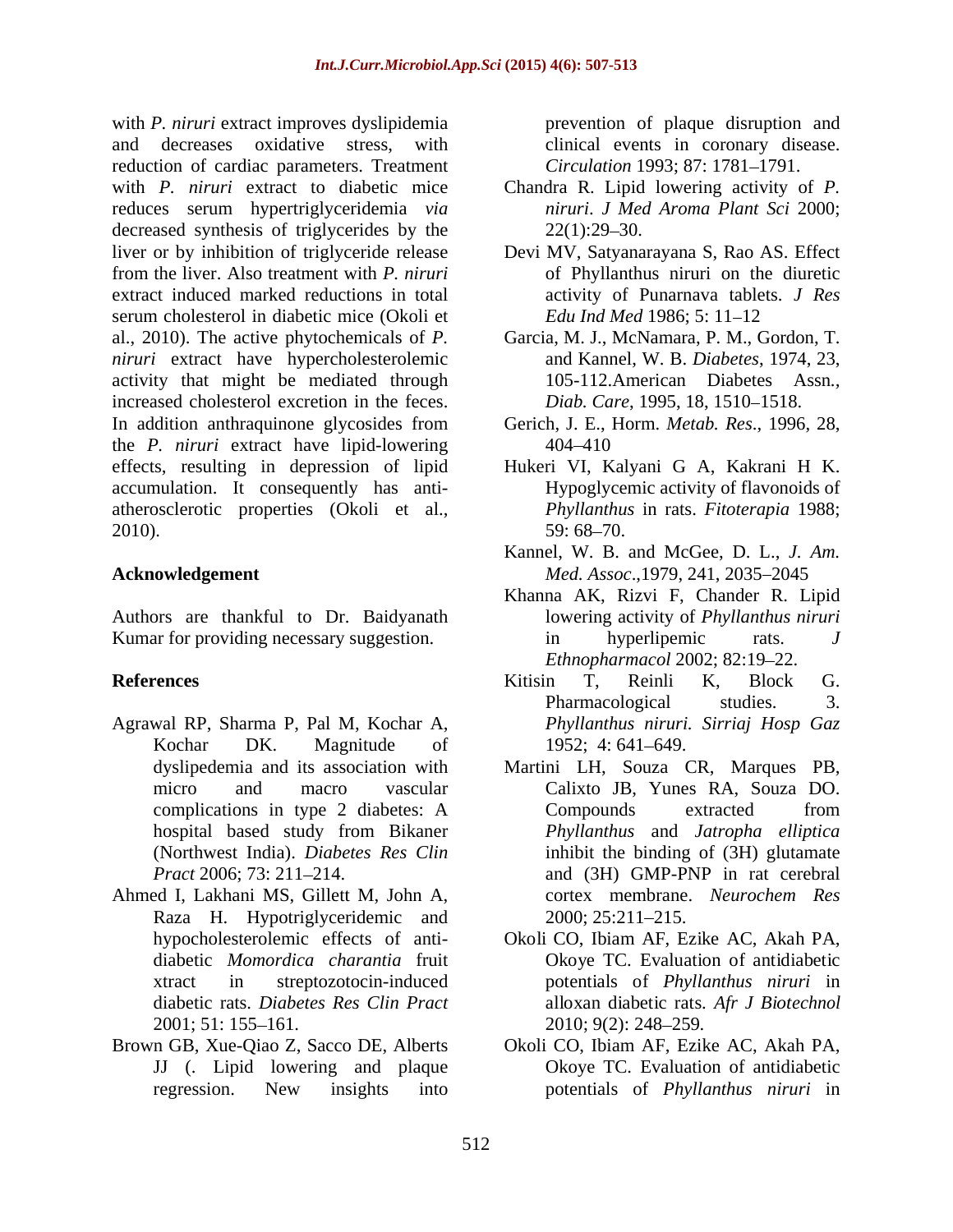with *P. niruri* extract improves dyslipidemia and decreases oxidative stress, with reduction of cardiac parameters. Treatment with *P. niruri* extract to diabetic mice reduces serum hypertriglyceridemia *via* decreased synthesis of triglycerides by the liver or by inhibition of triglyceride release from the liver. Also treatment with *P. niruri* extract induced marked reductions in total serum cholesterol in diabetic mice (Okoli et al., 2010). The active phytochemicals of *P. niruri* extract have hypercholesterolemic activity that might be mediated through increased cholesterol excretion in the feces. In addition anthraquinone glycosides from the *P. niruri* extract have lipid-lowering effects, resulting in depression of lipid accumulation. It consequently has anti-atherosclerotic properties (Okoli et al., 2010).

## Acknowledgement

Authors are thankful to Dr. Baidyanath Kumar for providing necessary suggestion.

## References

- Agrawal RP, Sharma P, Pal M, Kochar A, Kochar DK. Magnitude of dyslipedemia and its association with micro and macro vascular complications in type 2 diabetes: A hospital based study from Bikaner (Northwest India). *Diabetes Res Clin Pract* 2006; 73: 211–214.
- Ahmed I, Lakhani MS, Gillett M, John A, Raza H. Hypotriglyceridemic and hypocholesterolemic effects of anti-diabetic *Momordica charantia* fruit xtract in streptozotocin-induced diabetic rats. *Diabetes Res Clin Pract* 2001; 51: 155–161.
- Brown GB, Xue-Qiao Z, Sacco DE, Alberts JJ (. Lipid lowering and plaque regression. New insights into prevention of plaque disruption and clinical events in coronary disease. *Circulation* 1993; 87: 1781–1791.
- Chandra R. Lipid lowering activity of *P. niruri*. *J Med Aroma Plant Sci* 2000; 22(1):29–30.
- Devi MV, Satyanarayana S, Rao AS. Effect of Phyllanthus niruri on the diuretic activity of Punarnava tablets. *J Res Edu Ind Med* 1986; 5: 11–12
- Garcia, M. J., McNamara, P. M., Gordon, T. and Kannel, W. B. *Diabetes*, 1974, 23, 105-112.American Diabetes Assn., *Diab. Care*, 1995, 18, 1510–1518.
- Gerich, J. E., Horm. *Metab. Res*., 1996, 28, 404–410
- Hukeri VI, Kalyani G A, Kakrani H K. Hypoglycemic activity of flavonoids of *Phyllanthus* in rats. *Fitoterapia* 1988; 59: 68–70.
- Kannel, W. B. and McGee, D. L., *J. Am. Med. Assoc*.,1979, 241, 2035–2045
- Khanna AK, Rizvi F, Chander R. Lipid lowering activity of *Phyllanthus niruri* in hyperlipemic rats. *J Ethnopharmacol* 2002; 82:19–22.
- Kitisin T, Reinli K, Block G. Pharmacological studies. 3. *Phyllanthus niruri. Sirriaj Hosp Gaz* 1952; 4: 641–649.
- Martini LH, Souza CR, Marques PB, Calixto JB, Yunes RA, Souza DO. Compounds extracted from *Phyllanthus* and *Jatropha elliptica* inhibit the binding of (3H) glutamate and (3H) GMP-PNP in rat cerebral cortex membrane. *Neurochem Res* 2000; 25:211–215.
- Okoli CO, Ibiam AF, Ezike AC, Akah PA, Okoye TC. Evaluation of antidiabetic potentials of *Phyllanthus niruri* in alloxan diabetic rats. *Afr J Biotechnol* 2010; 9(2): 248–259.
- Okoli CO, Ibiam AF, Ezike AC, Akah PA, Okoye TC. Evaluation of antidiabetic potentials of *Phyllanthus niruri* in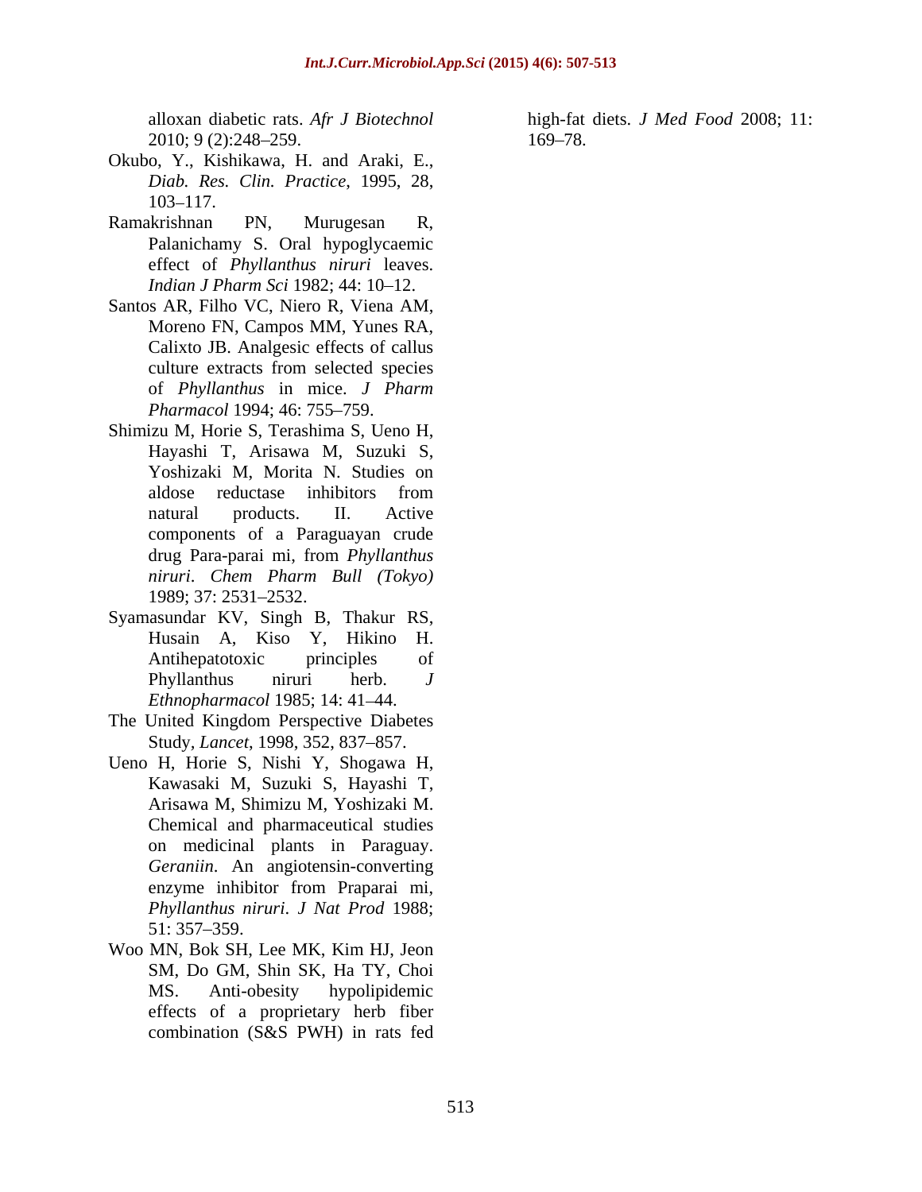alloxan diabetic rats. *Afr J Biotechnol* 2010; 9 (2):248–259.

Okubo, Y., Kishikawa, H. and Araki, E., *Diab. Res. Clin. Practice*, 1995, 28, 103–117.

Ramakrishnan PN, Murugesan R, Palanichamy S. Oral hypoglycaemic effect of *Phyllanthus niruri* leaves. *Indian J Pharm Sci* 1982; 44: 10–12.

Santos AR, Filho VC, Niero R, Viena AM, Moreno FN, Campos MM, Yunes RA, Calixto JB. Analgesic effects of callus culture extracts from selected species of *Phyllanthus* in mice. *J Pharm Pharmacol* 1994; 46: 755–759.

Shimizu M, Horie S, Terashima S, Ueno H, Hayashi T, Arisawa M, Suzuki S, Yoshizaki M, Morita N. Studies on aldose reductase inhibitors from natural products. II. Active components of a Paraguayan crude drug Para-parai mi, from *Phyllanthus niruri*. *Chem Pharm Bull (Tokyo)* 1989; 37: 2531–2532.

Syamasundar KV, Singh B, Thakur RS, Husain A, Kiso Y, Hikino H. Antihepatotoxic principles of Phyllanthus niruri herb. *J Ethnopharmacol* 1985; 14: 41–44.

The United Kingdom Perspective Diabetes Study, *Lancet*, 1998, 352, 837–857.

Ueno H, Horie S, Nishi Y, Shogawa H, Kawasaki M, Suzuki S, Hayashi T, Arisawa M, Shimizu M, Yoshizaki M. Chemical and pharmaceutical studies on medicinal plants in Paraguay. *Geraniin*. An angiotensin-converting enzyme inhibitor from Praparai mi, *Phyllanthus niruri*. *J Nat Prod* 1988; 51: 357–359.

Woo MN, Bok SH, Lee MK, Kim HJ, Jeon SM, Do GM, Shin SK, Ha TY, Choi MS. Anti-obesity hypolipidemic effects of a proprietary herb fiber combination (S&S PWH) in rats fed high-fat diets. *J Med Food* 2008; 11: 169–78.